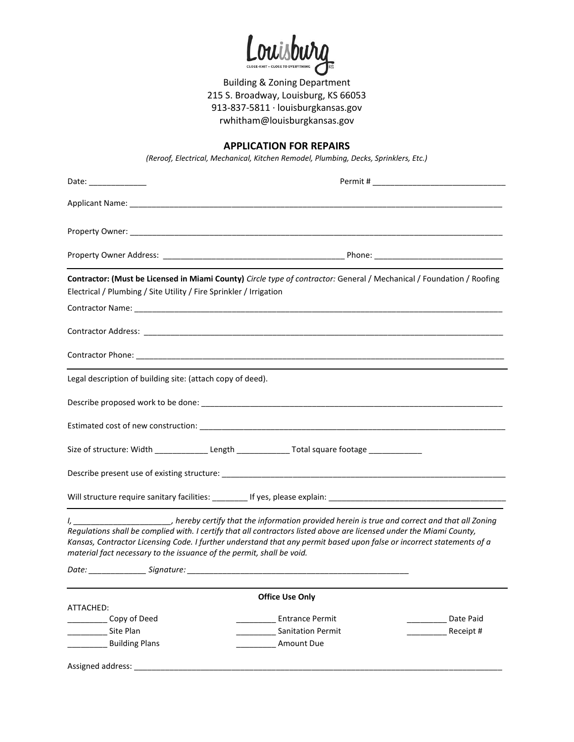Louisburg
CLOSE-KNIT • CLOSE TO EVERYTHING KS

Building & Zoning Department
215 S. Broadway, Louisburg, KS 66053
913-837-5811 · louisburgkansas.gov
rwhitham@louisburgkansas.gov

## APPLICATION FOR REPAIRS

*(Reroof, Electrical, Mechanical, Kitchen Remodel, Plumbing, Decks, Sprinklers, Etc.)*

Date: _____________ Permit # _____________________________

Applicant Name: ___________________________________________________________________________________

Property Owner: ___________________________________________________________________________________

Property Owner Address: ________________________________________ Phone: ____________________________

---

**Contractor: (Must be Licensed in Miami County)** *Circle type of contractor:* General / Mechanical / Foundation / Roofing Electrical / Plumbing / Site Utility / Fire Sprinkler / Irrigation

Contractor Name: __________________________________________________________________________________

Contractor Address: ________________________________________________________________________________

Contractor Phone: _________________________________________________________________________________

---

Legal description of building site: (attach copy of deed).

Describe proposed work to be done: ____________________________________________________________________

Estimated cost of new construction: ____________________________________________________________________

Size of structure: Width ____________ Length ____________ Total square footage ____________

Describe present use of existing structure: ________________________________________________________________

Will structure require sanitary facilities: ________ If yes, please explain: ________________________________________

---

*I, _____________________, hereby certify that the information provided herein is true and correct and that all Zoning Regulations shall be complied with. I certify that all contractors listed above are licensed under the Miami County, Kansas, Contractor Licensing Code. I further understand that any permit based upon false or incorrect statements of a material fact necessary to the issuance of the permit, shall be void.*

*Date:* _____________ *Signature:* __________________________________________________

---

**Office Use Only**

ATTACHED:

_________ Copy of Deed
_________ Site Plan
_________ Building Plans

_________ Entrance Permit
_________ Sanitation Permit
_________ Amount Due

_________ Date Paid
_________ Receipt #

Assigned address: _________________________________________________________________________________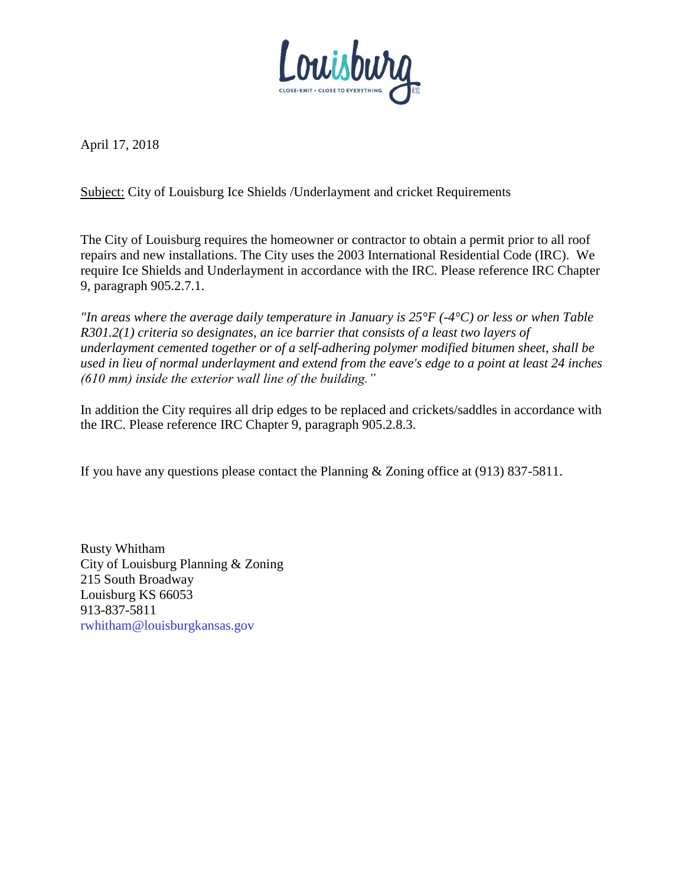Louisburg

CLOSE-KNIT • CLOSE TO EVERYTHING KS

April 17, 2018

Subject: City of Louisburg Ice Shields /Underlayment and cricket Requirements

The City of Louisburg requires the homeowner or contractor to obtain a permit prior to all roof repairs and new installations. The City uses the 2003 International Residential Code (IRC). We require Ice Shields and Underlayment in accordance with the IRC. Please reference IRC Chapter 9, paragraph 905.2.7.1.

*"In areas where the average daily temperature in January is 25°F (-4°C) or less or when Table R301.2(1) criteria so designates, an ice barrier that consists of a least two layers of underlayment cemented together or of a self-adhering polymer modified bitumen sheet, shall be used in lieu of normal underlayment and extend from the eave's edge to a point at least 24 inches (610 mm) inside the exterior wall line of the building."*

In addition the City requires all drip edges to be replaced and crickets/saddles in accordance with the IRC. Please reference IRC Chapter 9, paragraph 905.2.8.3.

If you have any questions please contact the Planning & Zoning office at (913) 837-5811.

Rusty Whitham
City of Louisburg Planning & Zoning
215 South Broadway
Louisburg KS 66053
913-837-5811
rwhitham@louisburgkansas.gov